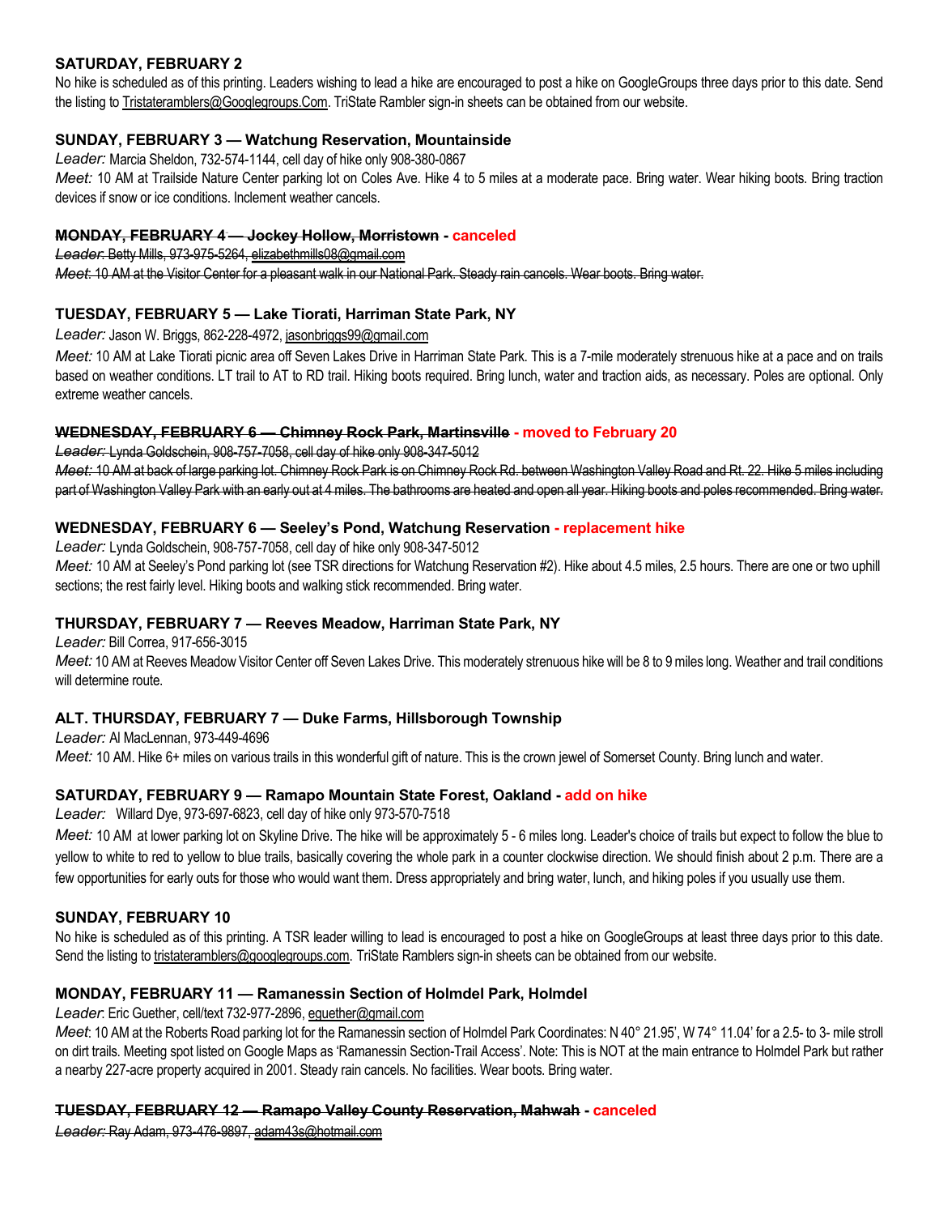### SATURDAY, FEBRUARY 2

No hike is scheduled as of this printing. Leaders wishing to lead a hike are encouraged to post a hike on GoogleGroups three days prior to this date. Send the listing to Tristateramblers@Googlegroups.Com. TriState Rambler sign-in sheets can be obtained from our website.

### SUNDAY, FEBRUARY 3 — Watchung Reservation, Mountainside

*Leader:* Marcia Sheldon, 732-574-1144, cell day of hike only 908-380-0867

*Meet:* 10 AM at Trailside Nature Center parking lot on Coles Ave. Hike 4 to 5 miles at a moderate pace. Bring water. Wear hiking boots. Bring traction devices if snow or ice conditions. Inclement weather cancels.

### ~~MONDAY, FEBRUARY 4 — Jockey Hollow, Morristown~~ - canceled

~~*Leader*: Betty Mills, 973-975-5264, elizabethmills08@gmail.com~~

~~*Meet*: 10 AM at the Visitor Center for a pleasant walk in our National Park. Steady rain cancels. Wear boots. Bring water.~~

### TUESDAY, FEBRUARY 5 — Lake Tiorati, Harriman State Park, NY

*Leader:* Jason W. Briggs, 862-228-4972, jasonbriggs99@gmail.com

*Meet:* 10 AM at Lake Tiorati picnic area off Seven Lakes Drive in Harriman State Park. This is a 7-mile moderately strenuous hike at a pace and on trails based on weather conditions. LT trail to AT to RD trail. Hiking boots required. Bring lunch, water and traction aids, as necessary. Poles are optional. Only extreme weather cancels.

### ~~WEDNESDAY, FEBRUARY 6 — Chimney Rock Park, Martinsville~~ - moved to February 20

~~*Leader:* Lynda Goldschein, 908-757-7058, cell day of hike only 908-347-5012~~

~~*Meet:* 10 AM at back of large parking lot. Chimney Rock Park is on Chimney Rock Rd. between Washington Valley Road and Rt. 22. Hike 5 miles including part of Washington Valley Park with an early out at 4 miles. The bathrooms are heated and open all year. Hiking boots and poles recommended. Bring water.~~

### WEDNESDAY, FEBRUARY 6 — Seeley's Pond, Watchung Reservation - replacement hike

*Leader:* Lynda Goldschein, 908-757-7058, cell day of hike only 908-347-5012

*Meet:* 10 AM at Seeley's Pond parking lot (see TSR directions for Watchung Reservation #2). Hike about 4.5 miles, 2.5 hours. There are one or two uphill sections; the rest fairly level. Hiking boots and walking stick recommended. Bring water.

### THURSDAY, FEBRUARY 7 — Reeves Meadow, Harriman State Park, NY

*Leader:* Bill Correa, 917-656-3015

*Meet:* 10 AM at Reeves Meadow Visitor Center off Seven Lakes Drive. This moderately strenuous hike will be 8 to 9 miles long. Weather and trail conditions will determine route.

### ALT. THURSDAY, FEBRUARY 7 — Duke Farms, Hillsborough Township

*Leader:* Al MacLennan, 973-449-4696

*Meet:* 10 AM. Hike 6+ miles on various trails in this wonderful gift of nature. This is the crown jewel of Somerset County. Bring lunch and water.

### SATURDAY, FEBRUARY 9 — Ramapo Mountain State Forest, Oakland - add on hike

*Leader:* Willard Dye, 973-697-6823, cell day of hike only 973-570-7518

*Meet:* 10 AM at lower parking lot on Skyline Drive. The hike will be approximately 5 - 6 miles long. Leader's choice of trails but expect to follow the blue to yellow to white to red to yellow to blue trails, basically covering the whole park in a counter clockwise direction. We should finish about 2 p.m. There are a few opportunities for early outs for those who would want them. Dress appropriately and bring water, lunch, and hiking poles if you usually use them.

### SUNDAY, FEBRUARY 10

No hike is scheduled as of this printing. A TSR leader willing to lead is encouraged to post a hike on GoogleGroups at least three days prior to this date. Send the listing to tristateramblers@googlegroups.com. TriState Ramblers sign-in sheets can be obtained from our website.

### MONDAY, FEBRUARY 11 — Ramanessin Section of Holmdel Park, Holmdel

*Leader*: Eric Guether, cell/text 732-977-2896, eguether@gmail.com

*Meet*: 10 AM at the Roberts Road parking lot for the Ramanessin section of Holmdel Park Coordinates: N 40° 21.95', W 74° 11.04' for a 2.5- to 3- mile stroll on dirt trails. Meeting spot listed on Google Maps as 'Ramanessin Section-Trail Access'. Note: This is NOT at the main entrance to Holmdel Park but rather a nearby 227-acre property acquired in 2001. Steady rain cancels. No facilities. Wear boots. Bring water.

### ~~TUESDAY, FEBRUARY 12 — Ramapo Valley County Reservation, Mahwah~~ - canceled

~~*Leader:* Ray Adam, 973-476-9897, adam43s@hotmail.com~~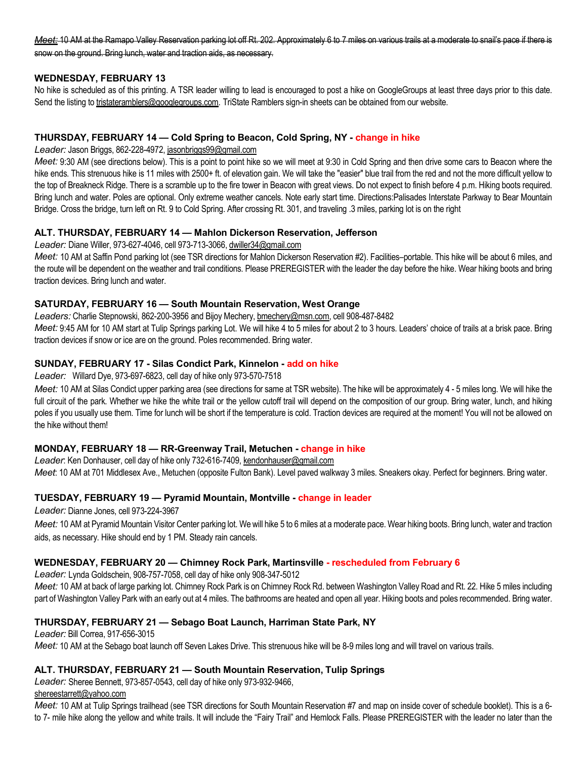~~*Meet:* 10 AM at the Ramapo Valley Reservation parking lot off Rt. 202. Approximately 6 to 7 miles on various trails at a moderate to snail's pace if there is snow on the ground. Bring lunch, water and traction aids, as necessary.~~

### WEDNESDAY, FEBRUARY 13

No hike is scheduled as of this printing. A TSR leader willing to lead is encouraged to post a hike on GoogleGroups at least three days prior to this date. Send the listing to tristateramblers@googlegroups.com. TriState Ramblers sign-in sheets can be obtained from our website.

### THURSDAY, FEBRUARY 14 — Cold Spring to Beacon, Cold Spring, NY - change in hike

*Leader:* Jason Briggs, 862-228-4972, jasonbriggs99@gmail.com

*Meet:* 9:30 AM (see directions below). This is a point to point hike so we will meet at 9:30 in Cold Spring and then drive some cars to Beacon where the hike ends. This strenuous hike is 11 miles with 2500+ ft. of elevation gain. We will take the "easier" blue trail from the red and not the more difficult yellow to the top of Breakneck Ridge. There is a scramble up to the fire tower in Beacon with great views. Do not expect to finish before 4 p.m. Hiking boots required. Bring lunch and water. Poles are optional. Only extreme weather cancels. Note early start time. Directions:Palisades Interstate Parkway to Bear Mountain Bridge. Cross the bridge, turn left on Rt. 9 to Cold Spring. After crossing Rt. 301, and traveling .3 miles, parking lot is on the right

### ALT. THURSDAY, FEBRUARY 14 — Mahlon Dickerson Reservation, Jefferson

*Leader:* Diane Willer, 973-627-4046, cell 973-713-3066, dwiller34@gmail.com

*Meet:* 10 AM at Saffin Pond parking lot (see TSR directions for Mahlon Dickerson Reservation #2). Facilities–portable. This hike will be about 6 miles, and the route will be dependent on the weather and trail conditions. Please PREREGISTER with the leader the day before the hike. Wear hiking boots and bring traction devices. Bring lunch and water.

### SATURDAY, FEBRUARY 16 — South Mountain Reservation, West Orange

*Leaders:* Charlie Stepnowski, 862-200-3956 and Bijoy Mechery, bmechery@msn.com, cell 908-487-8482

*Meet:* 9:45 AM for 10 AM start at Tulip Springs parking Lot. We will hike 4 to 5 miles for about 2 to 3 hours. Leaders' choice of trails at a brisk pace. Bring traction devices if snow or ice are on the ground. Poles recommended. Bring water.

### SUNDAY, FEBRUARY 17 - Silas Condict Park, Kinnelon - add on hike

*Leader:* Willard Dye, 973-697-6823, cell day of hike only 973-570-7518

*Meet:* 10 AM at Silas Condict upper parking area (see directions for same at TSR website). The hike will be approximately 4 - 5 miles long. We will hike the full circuit of the park. Whether we hike the white trail or the yellow cutoff trail will depend on the composition of our group. Bring water, lunch, and hiking poles if you usually use them. Time for lunch will be short if the temperature is cold. Traction devices are required at the moment! You will not be allowed on the hike without them!

### MONDAY, FEBRUARY 18 — RR-Greenway Trail, Metuchen - change in hike

*Leader*: Ken Donhauser, cell day of hike only 732-616-7409, kendonhauser@gmail.com

*Meet*: 10 AM at 701 Middlesex Ave., Metuchen (opposite Fulton Bank). Level paved walkway 3 miles. Sneakers okay. Perfect for beginners. Bring water.

### TUESDAY, FEBRUARY 19 — Pyramid Mountain, Montville - change in leader

*Leader:* Dianne Jones, cell 973-224-3967

*Meet:* 10 AM at Pyramid Mountain Visitor Center parking lot. We will hike 5 to 6 miles at a moderate pace. Wear hiking boots. Bring lunch, water and traction aids, as necessary. Hike should end by 1 PM. Steady rain cancels.

### WEDNESDAY, FEBRUARY 20 — Chimney Rock Park, Martinsville - rescheduled from February 6

*Leader:* Lynda Goldschein, 908-757-7058, cell day of hike only 908-347-5012

*Meet:* 10 AM at back of large parking lot. Chimney Rock Park is on Chimney Rock Rd. between Washington Valley Road and Rt. 22. Hike 5 miles including part of Washington Valley Park with an early out at 4 miles. The bathrooms are heated and open all year. Hiking boots and poles recommended. Bring water.

### THURSDAY, FEBRUARY 21 — Sebago Boat Launch, Harriman State Park, NY

*Leader:* Bill Correa, 917-656-3015

*Meet:* 10 AM at the Sebago boat launch off Seven Lakes Drive. This strenuous hike will be 8-9 miles long and will travel on various trails.

### ALT. THURSDAY, FEBRUARY 21 — South Mountain Reservation, Tulip Springs

*Leader:* Sheree Bennett, 973-857-0543, cell day of hike only 973-932-9466, shereestarrett@yahoo.com

*Meet:* 10 AM at Tulip Springs trailhead (see TSR directions for South Mountain Reservation #7 and map on inside cover of schedule booklet). This is a 6- to 7- mile hike along the yellow and white trails. It will include the "Fairy Trail" and Hemlock Falls. Please PREREGISTER with the leader no later than the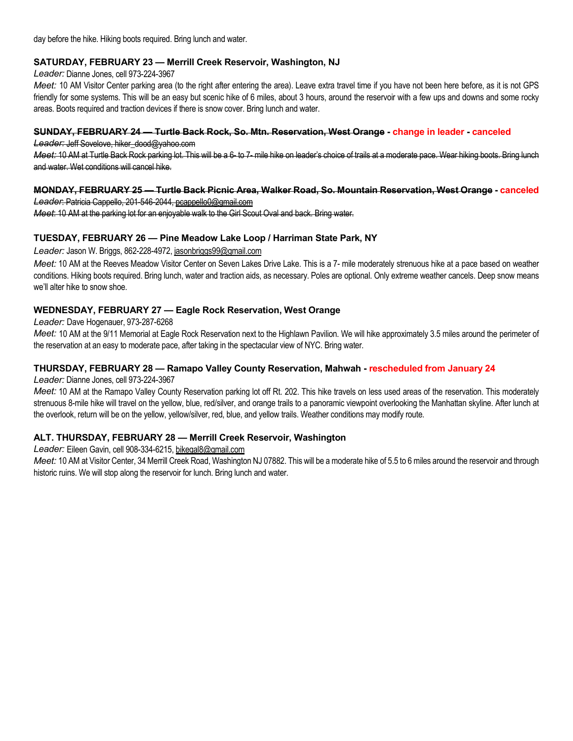day before the hike. Hiking boots required. Bring lunch and water.

### SATURDAY, FEBRUARY 23 — Merrill Creek Reservoir, Washington, NJ

*Leader:* Dianne Jones, cell 973-224-3967

*Meet:* 10 AM Visitor Center parking area (to the right after entering the area). Leave extra travel time if you have not been here before, as it is not GPS friendly for some systems. This will be an easy but scenic hike of 6 miles, about 3 hours, around the reservoir with a few ups and downs and some rocky areas. Boots required and traction devices if there is snow cover. Bring lunch and water.

### ~~SUNDAY, FEBRUARY 24 — Turtle Back Rock, So. Mtn. Reservation, West Orange~~ - change in leader - canceled

~~*Leader:* Jeff Sovelove, hiker_dood@yahoo.com~~

~~*Meet:* 10 AM at Turtle Back Rock parking lot. This will be a 6- to 7- mile hike on leader's choice of trails at a moderate pace. Wear hiking boots. Bring lunch and water. Wet conditions will cancel hike.~~

### ~~MONDAY, FEBRUARY 25 — Turtle Back Picnic Area, Walker Road, So. Mountain Reservation, West Orange~~ - canceled

~~*Leader*: Patricia Cappello, 201-546-2044, pcappello0@gmail.com~~

~~*Meet*: 10 AM at the parking lot for an enjoyable walk to the Girl Scout Oval and back. Bring water.~~

### TUESDAY, FEBRUARY 26 — Pine Meadow Lake Loop / Harriman State Park, NY

*Leader:* Jason W. Briggs, 862-228-4972, jasonbriggs99@gmail.com

*Meet:* 10 AM at the Reeves Meadow Visitor Center on Seven Lakes Drive Lake. This is a 7- mile moderately strenuous hike at a pace based on weather conditions. Hiking boots required. Bring lunch, water and traction aids, as necessary. Poles are optional. Only extreme weather cancels. Deep snow means we'll alter hike to snow shoe.

### WEDNESDAY, FEBRUARY 27 — Eagle Rock Reservation, West Orange

*Leader:* Dave Hogenauer, 973-287-6268

*Meet:* 10 AM at the 9/11 Memorial at Eagle Rock Reservation next to the Highlawn Pavilion. We will hike approximately 3.5 miles around the perimeter of the reservation at an easy to moderate pace, after taking in the spectacular view of NYC. Bring water.

### THURSDAY, FEBRUARY 28 — Ramapo Valley County Reservation, Mahwah - rescheduled from January 24

*Leader:* Dianne Jones, cell 973-224-3967

*Meet:* 10 AM at the Ramapo Valley County Reservation parking lot off Rt. 202. This hike travels on less used areas of the reservation. This moderately strenuous 8-mile hike will travel on the yellow, blue, red/silver, and orange trails to a panoramic viewpoint overlooking the Manhattan skyline. After lunch at the overlook, return will be on the yellow, yellow/silver, red, blue, and yellow trails. Weather conditions may modify route.

### ALT. THURSDAY, FEBRUARY 28 — Merrill Creek Reservoir, Washington

*Leader:* Eileen Gavin, cell 908-334-6215, bikegal8@gmail.com

*Meet:* 10 AM at Visitor Center, 34 Merrill Creek Road, Washington NJ 07882. This will be a moderate hike of 5.5 to 6 miles around the reservoir and through historic ruins. We will stop along the reservoir for lunch. Bring lunch and water.